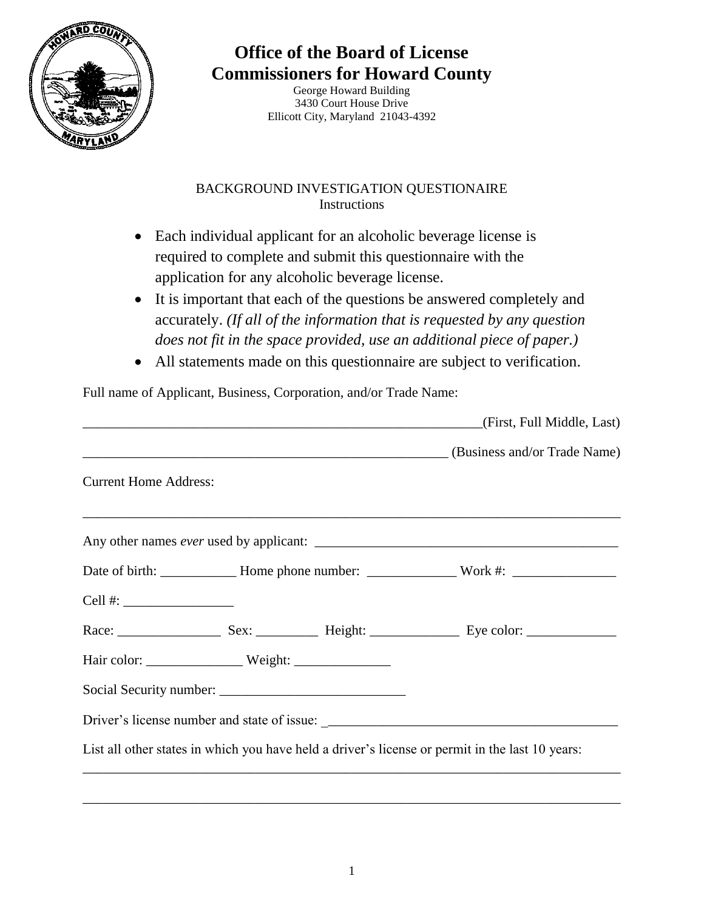# Office of the Board of License Commissioners for Howard County

George Howard Building
3430 Court House Drive
Ellicott City, Maryland 21043-4392

BACKGROUND INVESTIGATION QUESTIONAIRE
Instructions

- Each individual applicant for an alcoholic beverage license is required to complete and submit this questionnaire with the application for any alcoholic beverage license.
- It is important that each of the questions be answered completely and accurately. *(If all of the information that is requested by any question does not fit in the space provided, use an additional piece of paper.)*
- All statements made on this questionnaire are subject to verification.

Full name of Applicant, Business, Corporation, and/or Trade Name:

___________________________________________________________(First, Full Middle, Last)

______________________________________________________ (Business and/or Trade Name)

Current Home Address:

_______________________________________________________________________________

Any other names *ever* used by applicant: ___________________________________________

Date of birth: ___________ Home phone number: _____________ Work #: _______________

Cell #: ________________

Race: _______________ Sex: _________ Height: _____________ Eye color: _____________

Hair color: ______________ Weight: ______________

Social Security number: ___________________________

Driver's license number and state of issue: ___________________________________________

List all other states in which you have held a driver's license or permit in the last 10 years:

_______________________________________________________________________________

_______________________________________________________________________________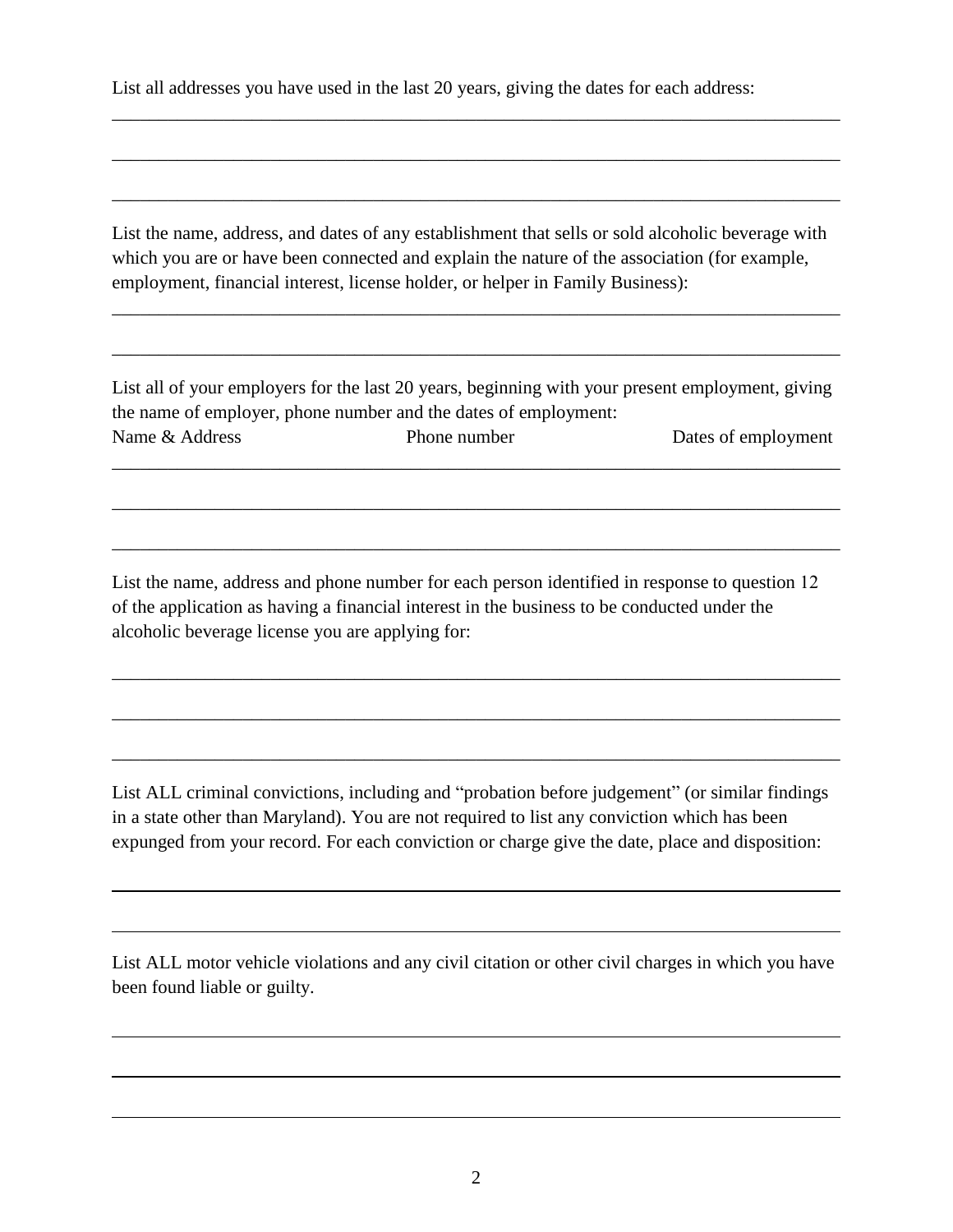List all addresses you have used in the last 20 years, giving the dates for each address:

______________________________________________________________________________

______________________________________________________________________________

______________________________________________________________________________

List the name, address, and dates of any establishment that sells or sold alcoholic beverage with which you are or have been connected and explain the nature of the association (for example, employment, financial interest, license holder, or helper in Family Business):

______________________________________________________________________________

______________________________________________________________________________

List all of your employers for the last 20 years, beginning with your present employment, giving the name of employer, phone number and the dates of employment:

| Name & Address | Phone number | Dates of employment |
|---|---|---|
| | | |
| | | |
| | | |

List the name, address and phone number for each person identified in response to question 12 of the application as having a financial interest in the business to be conducted under the alcoholic beverage license you are applying for:

______________________________________________________________________________

______________________________________________________________________________

______________________________________________________________________________

List ALL criminal convictions, including and "probation before judgement" (or similar findings in a state other than Maryland). You are not required to list any conviction which has been expunged from your record. For each conviction or charge give the date, place and disposition:

______________________________________________________________________________

______________________________________________________________________________

List ALL motor vehicle violations and any civil citation or other civil charges in which you have been found liable or guilty.

______________________________________________________________________________

______________________________________________________________________________

______________________________________________________________________________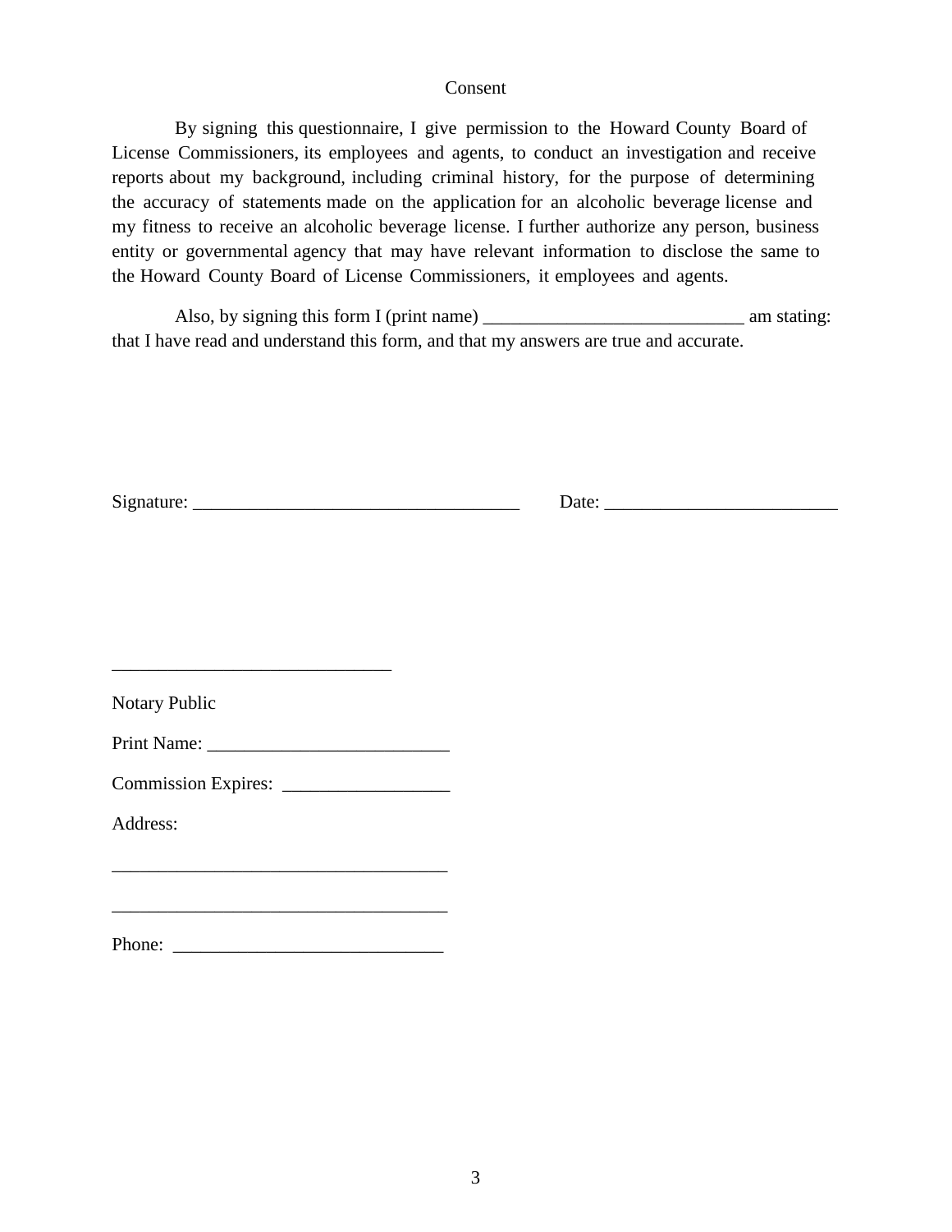## Consent

By signing this questionnaire, I give permission to the Howard County Board of License Commissioners, its employees and agents, to conduct an investigation and receive reports about my background, including criminal history, for the purpose of determining the accuracy of statements made on the application for an alcoholic beverage license and my fitness to receive an alcoholic beverage license. I further authorize any person, business entity or governmental agency that may have relevant information to disclose the same to the Howard County Board of License Commissioners, it employees and agents.

Also, by signing this form I (print name) ____________________________ am stating: that I have read and understand this form, and that my answers are true and accurate.

Signature: ___________________________________ Date: _________________________

______________________________

Notary Public

Print Name: __________________________

Commission Expires: __________________

Address:

____________________________________

____________________________________

Phone: _____________________________